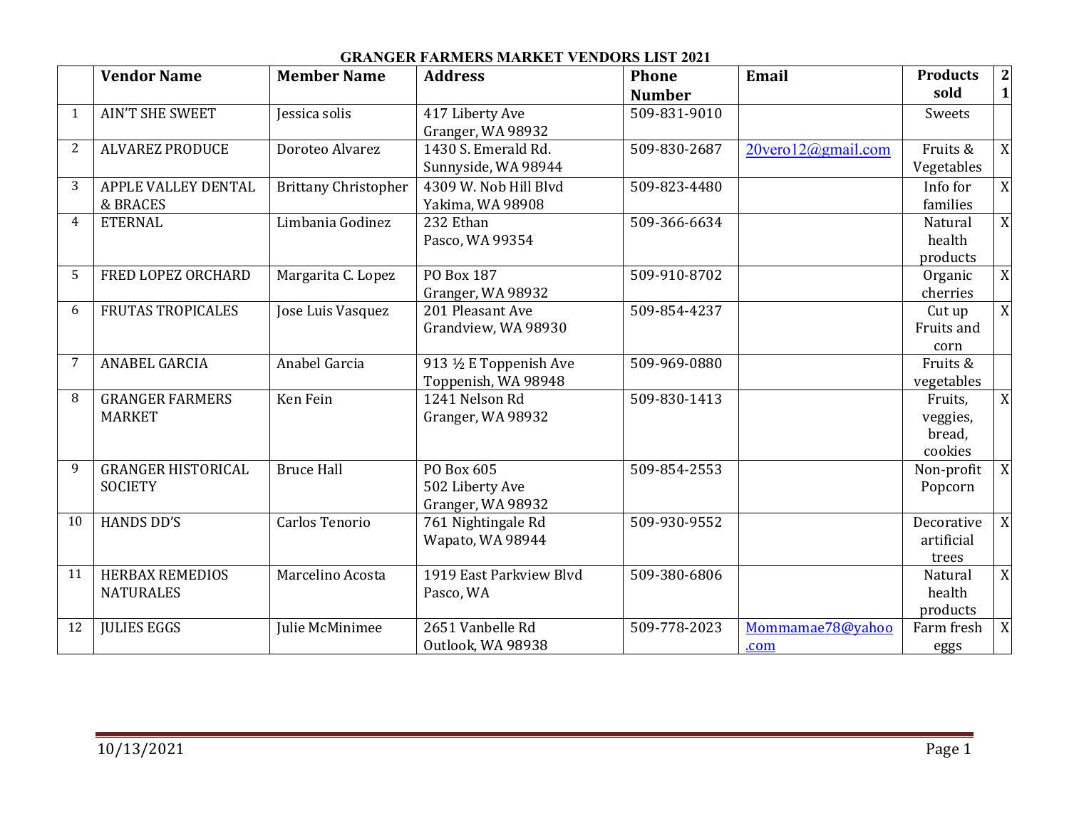**GRANGER FARMERS MARKET VENDORS LIST 2021**

| | Vendor Name | Member Name | Address | Phone Number | Email | Products sold | 21 |
|---|---|---|---|---|---|---|---|
| 1 | AIN'T SHE SWEET | Jessica solis | 417 Liberty Ave Granger, WA 98932 | 509-831-9010 | | Sweets | |
| 2 | ALVAREZ PRODUCE | Doroteo Alvarez | 1430 S. Emerald Rd. Sunnyside, WA 98944 | 509-830-2687 | 20vero12@gmail.com | Fruits & Vegetables | X |
| 3 | APPLE VALLEY DENTAL & BRACES | Brittany Christopher | 4309 W. Nob Hill Blvd Yakima, WA 98908 | 509-823-4480 | | Info for families | X |
| 4 | ETERNAL | Limbania Godinez | 232 Ethan Pasco, WA 99354 | 509-366-6634 | | Natural health products | X |
| 5 | FRED LOPEZ ORCHARD | Margarita C. Lopez | PO Box 187 Granger, WA 98932 | 509-910-8702 | | Organic cherries | X |
| 6 | FRUTAS TROPICALES | Jose Luis Vasquez | 201 Pleasant Ave Grandview, WA 98930 | 509-854-4237 | | Cut up Fruits and corn | X |
| 7 | ANABEL GARCIA | Anabel Garcia | 913 ½ E Toppenish Ave Toppenish, WA 98948 | 509-969-0880 | | Fruits & vegetables | |
| 8 | GRANGER FARMERS MARKET | Ken Fein | 1241 Nelson Rd Granger, WA 98932 | 509-830-1413 | | Fruits, veggies, bread, cookies | X |
| 9 | GRANGER HISTORICAL SOCIETY | Bruce Hall | PO Box 605 502 Liberty Ave Granger, WA 98932 | 509-854-2553 | | Non-profit Popcorn | X |
| 10 | HANDS DD'S | Carlos Tenorio | 761 Nightingale Rd Wapato, WA 98944 | 509-930-9552 | | Decorative artificial trees | X |
| 11 | HERBAX REMEDIOS NATURALES | Marcelino Acosta | 1919 East Parkview Blvd Pasco, WA | 509-380-6806 | | Natural health products | X |
| 12 | JULIES EGGS | Julie McMinimee | 2651 Vanbelle Rd Outlook, WA 98938 | 509-778-2023 | Mommamae78@yahoo.com | Farm fresh eggs | X |

10/13/2021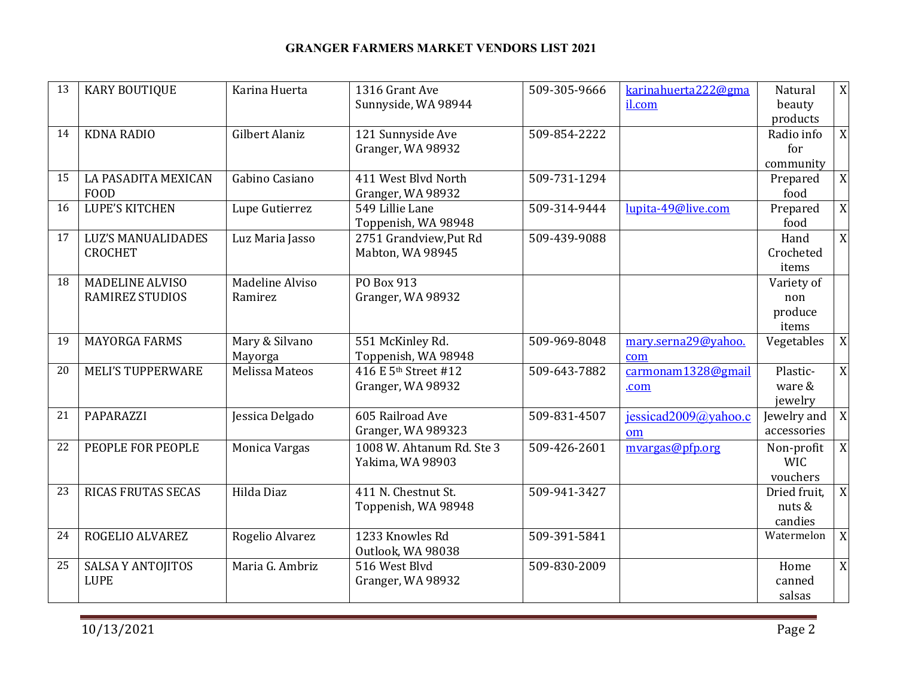# GRANGER FARMERS MARKET VENDORS LIST 2021

| | | | | | | | |
|---|---|---|---|---|---|---|---|
| 13 | KARY BOUTIQUE | Karina Huerta | 1316 Grant Ave<br>Sunnyside, WA 98944 | 509-305-9666 | karinahuerta222@gmail.com | Natural beauty products | X |
| 14 | KDNA RADIO | Gilbert Alaniz | 121 Sunnyside Ave<br>Granger, WA 98932 | 509-854-2222 | | Radio info for community | X |
| 15 | LA PASADITA MEXICAN FOOD | Gabino Casiano | 411 West Blvd North<br>Granger, WA 98932 | 509-731-1294 | | Prepared food | X |
| 16 | LUPE'S KITCHEN | Lupe Gutierrez | 549 Lillie Lane<br>Toppenish, WA 98948 | 509-314-9444 | lupita-49@live.com | Prepared food | X |
| 17 | LUZ'S MANUALIDADES CROCHET | Luz Maria Jasso | 2751 Grandview,Put Rd<br>Mabton, WA 98945 | 509-439-9088 | | Hand Crocheted items | X |
| 18 | MADELINE ALVISO RAMIREZ STUDIOS | Madeline Alviso Ramirez | PO Box 913<br>Granger, WA 98932 | | | Variety of non produce items | |
| 19 | MAYORGA FARMS | Mary & Silvano Mayorga | 551 McKinley Rd.<br>Toppenish, WA 98948 | 509-969-8048 | mary.serna29@yahoo.com | Vegetables | X |
| 20 | MELI'S TUPPERWARE | Melissa Mateos | 416 E 5th Street #12<br>Granger, WA 98932 | 509-643-7882 | carmonam1328@gmail.com | Plastic-ware & jewelry | X |
| 21 | PAPARAZZI | Jessica Delgado | 605 Railroad Ave<br>Granger, WA 989323 | 509-831-4507 | jessicad2009@yahoo.com | Jewelry and accessories | X |
| 22 | PEOPLE FOR PEOPLE | Monica Vargas | 1008 W. Ahtanum Rd. Ste 3<br>Yakima, WA 98903 | 509-426-2601 | mvargas@pfp.org | Non-profit WIC vouchers | X |
| 23 | RICAS FRUTAS SECAS | Hilda Diaz | 411 N. Chestnut St.<br>Toppenish, WA 98948 | 509-941-3427 | | Dried fruit, nuts & candies | X |
| 24 | ROGELIO ALVAREZ | Rogelio Alvarez | 1233 Knowles Rd<br>Outlook, WA 98038 | 509-391-5841 | | Watermelon | X |
| 25 | SALSA Y ANTOJITOS LUPE | Maria G. Ambriz | 516 West Blvd<br>Granger, WA 98932 | 509-830-2009 | | Home canned salsas | X |

10/13/2021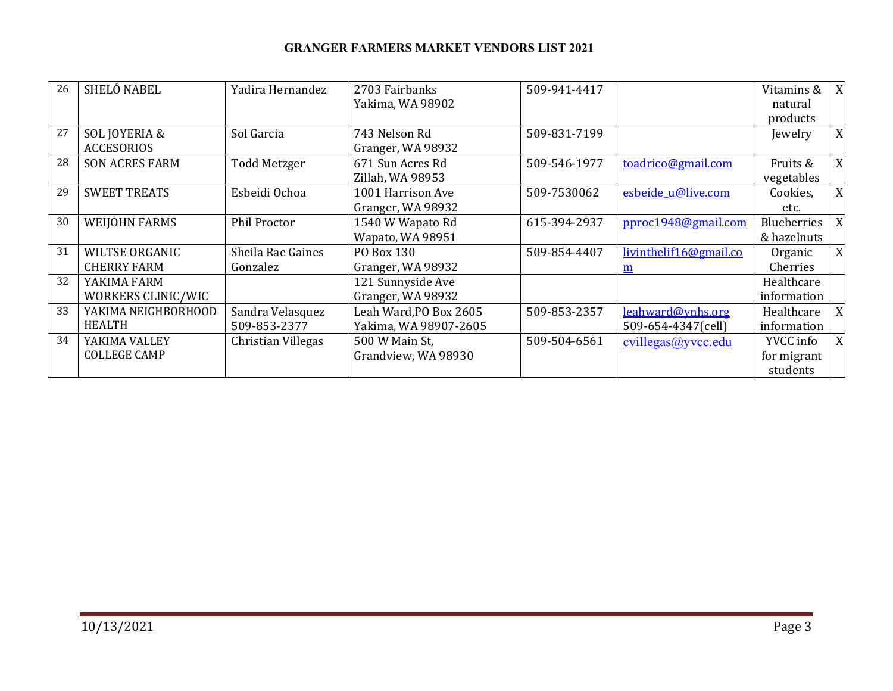# GRANGER FARMERS MARKET VENDORS LIST 2021

| | | | | | | | |
|---|---|---|---|---|---|---|---|
| 26 | SHELÓ NABEL | Yadira Hernandez | 2703 Fairbanks<br>Yakima, WA 98902 | 509-941-4417 | | Vitamins & natural products | X |
| 27 | SOL JOYERIA & ACCESORIOS | Sol Garcia | 743 Nelson Rd<br>Granger, WA 98932 | 509-831-7199 | | Jewelry | X |
| 28 | SON ACRES FARM | Todd Metzger | 671 Sun Acres Rd<br>Zillah, WA 98953 | 509-546-1977 | toadrico@gmail.com | Fruits & vegetables | X |
| 29 | SWEET TREATS | Esbeidi Ochoa | 1001 Harrison Ave<br>Granger, WA 98932 | 509-7530062 | esbeide_u@live.com | Cookies, etc. | X |
| 30 | WEIJOHN FARMS | Phil Proctor | 1540 W Wapato Rd<br>Wapato, WA 98951 | 615-394-2937 | pproc1948@gmail.com | Blueberries & hazelnuts | X |
| 31 | WILTSE ORGANIC CHERRY FARM | Sheila Rae Gaines Gonzalez | PO Box 130<br>Granger, WA 98932 | 509-854-4407 | livinthelif16@gmail.com | Organic Cherries | X |
| 32 | YAKIMA FARM WORKERS CLINIC/WIC | | 121 Sunnyside Ave<br>Granger, WA 98932 | | | Healthcare information | |
| 33 | YAKIMA NEIGHBORHOOD HEALTH | Sandra Velasquez<br>509-853-2377 | Leah Ward,PO Box 2605<br>Yakima, WA 98907-2605 | 509-853-2357 | leahward@ynhs.org<br>509-654-4347(cell) | Healthcare information | X |
| 34 | YAKIMA VALLEY COLLEGE CAMP | Christian Villegas | 500 W Main St,<br>Grandview, WA 98930 | 509-504-6561 | cvillegas@yvcc.edu | YVCC info for migrant students | X |

10/13/2021